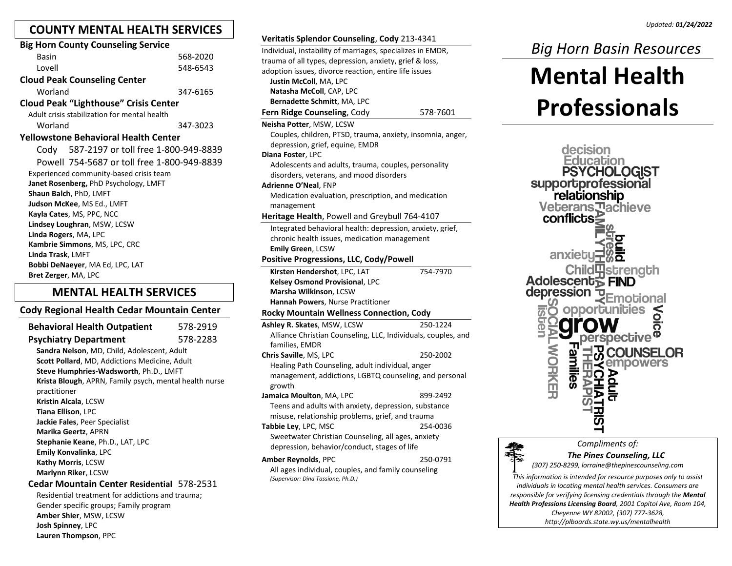## COUNTY MENTAL HEALTH SERVICES

**Big Horn County Counseling Service**

Basin 568-2020
Lovell 548-6543

**Cloud Peak Counseling Center**

Worland 347-6165

**Cloud Peak "Lighthouse" Crisis Center**

Adult crisis stabilization for mental health
Worland 347-3023

**Yellowstone Behavioral Health Center**

Cody 587-2197 or toll free 1-800-949-8839
Powell 754-5687 or toll free 1-800-949-8839

Experienced community-based crisis team
**Janet Rosenberg,** PhD Psychology, LMFT
**Shaun Balch**, PhD, LMFT
**Judson McKee**, MS Ed., LMFT
**Kayla Cates**, MS, PPC, NCC
**Lindsey Loughran**, MSW, LCSW
**Linda Rogers**, MA, LPC
**Kambrie Simmons**, MS, LPC, CRC
**Linda Trask**, LMFT
**Bobbi DeNaeyer**, MA Ed, LPC, LAT
**Bret Zerger**, MA, LPC

## MENTAL HEALTH SERVICES

### Cody Regional Health Cedar Mountain Center

**Behavioral Health Outpatient** 578-2919
**Psychiatry Department** 578-2283

**Sandra Nelson**, MD, Child, Adolescent, Adult
**Scott Pollard**, MD, Addictions Medicine, Adult
**Steve Humphries-Wadsworth**, Ph.D., LMFT
**Krista Blough**, APRN, Family psych, mental health nurse practitioner
**Kristin Alcala**, LCSW
**Tiana Ellison**, LPC
**Jackie Fales**, Peer Specialist
**Marika Geertz**, APRN
**Stephanie Keane**, Ph.D., LAT, LPC
**Emily Konvalinka**, LPC
**Kathy Morris**, LCSW
**Marlynn Riker**, LCSW

**Cedar Mountain Center Residential** 578-2531

Residential treatment for addictions and trauma; Gender specific groups; Family program
**Amber Shier**, MSW, LCSW
**Josh Spinney**, LPC
**Lauren Thompson**, PPC

**Veritatis Splendor Counseling, Cody** 213-4341

Individual, instability of marriages, specializes in EMDR, trauma of all types, depression, anxiety, grief & loss, adoption issues, divorce reaction, entire life issues
**Justin McColl**, MA, LPC
**Natasha McColl**, CAP, LPC
**Bernadette Schmitt**, MA, LPC

**Fern Ridge Counseling**, Cody 578-7601

**Neisha Potter**, MSW, LCSW
Couples, children, PTSD, trauma, anxiety, insomnia, anger, depression, grief, equine, EMDR

**Diana Foster**, LPC
Adolescents and adults, trauma, couples, personality disorders, veterans, and mood disorders

**Adrienne O'Neal**, FNP
Medication evaluation, prescription, and medication management

**Heritage Health**, Powell and Greybull 764-4107

Integrated behavioral health: depression, anxiety, grief, chronic health issues, medication management
**Emily Green**, LCSW

**Positive Progressions, LLC, Cody/Powell**

**Kirsten Hendershot**, LPC, LAT 754-7970
**Kelsey Osmond Provisional**, LPC
**Marsha Wilkinson**, LCSW
**Hannah Powers**, Nurse Practitioner

**Rocky Mountain Wellness Connection, Cody**

**Ashley R. Skates**, MSW, LCSW 250-1224
Alliance Christian Counseling, LLC, Individuals, couples, and families, EMDR

**Chris Saville**, MS, LPC 250-2002
Healing Path Counseling, adult individual, anger management, addictions, LGBTQ counseling, and personal growth

**Jamaica Moulton**, MA, LPC 899-2492
Teens and adults with anxiety, depression, substance misuse, relationship problems, grief, and trauma

**Tabbie Ley**, LPC, MSC 254-0036
Sweetwater Christian Counseling, all ages, anxiety depression, behavior/conduct, stages of life

**Amber Reynolds**, PPC 250-0791
All ages individual, couples, and family counseling
*(Supervisor: Dina Tassione, Ph.D.)*

*Updated: **01/24/2022***

*Big Horn Basin Resources*

# Mental Health Professionals

decision Education PSYCHOLOGIST support professional relationship Veterans FAMILY THERAPY achieve conflicts stress build anxiety Child strength Adolescent FIND depression Emotional listen SOCIAL WORKER opportunities Voice grow perspective Families THERAPIST PSYCHIATRIST COUNSELOR empowers Adult

*Compliments of:*
***The Pines Counseling, LLC***
*(307) 250-8299, lorraine@thepinescounseling.com*

*This information is intended for resource purposes only to assist individuals in locating mental health services. Consumers are responsible for verifying licensing credentials through the **Mental Health Professions Licensing Board**, 2001 Capitol Ave, Room 104, Cheyenne WY 82002, (307) 777-3628, http://plboards.state.wy.us/mentalhealth*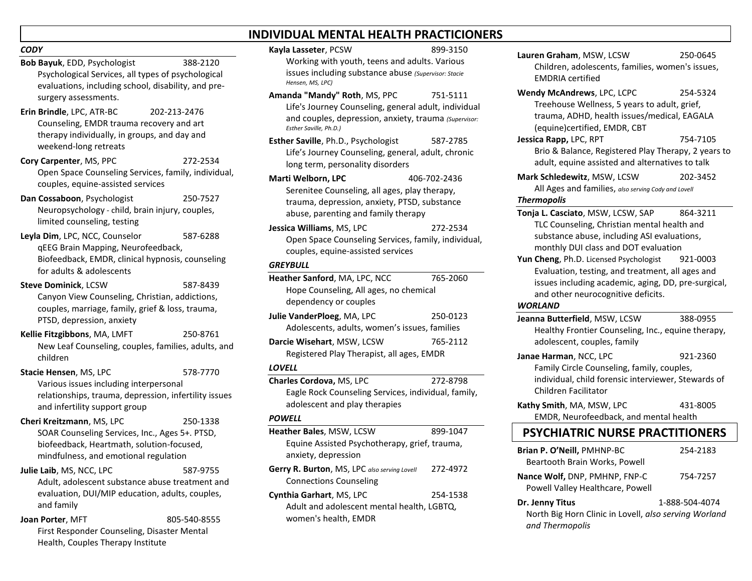# INDIVIDUAL MENTAL HEALTH PRACTICIONERS

### *CODY*

**Bob Bayuk**, EDD, Psychologist 388-2120
Psychological Services, all types of psychological evaluations, including school, disability, and pre-surgery assessments.

**Erin Brindle**, LPC, ATR-BC 202-213-2476
Counseling, EMDR trauma recovery and art therapy individually, in groups, and day and weekend-long retreats

**Cory Carpenter**, MS, PPC 272-2534
Open Space Counseling Services, family, individual, couples, equine-assisted services

**Dan Cossaboon**, Psychologist 250-7527
Neuropsychology - child, brain injury, couples, limited counseling, testing

**Leyla Dim**, LPC, NCC, Counselor 587-6288
qEEG Brain Mapping, Neurofeedback, Biofeedback, EMDR, clinical hypnosis, counseling for adults & adolescents

**Steve Dominick**, LCSW 587-8439
Canyon View Counseling, Christian, addictions, couples, marriage, family, grief & loss, trauma, PTSD, depression, anxiety

**Kellie Fitzgibbons**, MA, LMFT 250-8761
New Leaf Counseling, couples, families, adults, and children

**Stacie Hensen**, MS, LPC 578-7770
Various issues including interpersonal relationships, trauma, depression, infertility issues and infertility support group

**Cheri Kreitzmann**, MS, LPC 250-1338
SOAR Counseling Services, Inc., Ages 5+. PTSD, biofeedback, Heartmath, solution-focused, mindfulness, and emotional regulation

**Julie Laib**, MS, NCC, LPC 587-9755
Adult, adolescent substance abuse treatment and evaluation, DUI/MIP education, adults, couples, and family

**Joan Porter**, MFT 805-540-8555
First Responder Counseling, Disaster Mental Health, Couples Therapy Institute

**Kayla Lasseter**, PCSW 899-3150
Working with youth, teens and adults. Various issues including substance abuse *(Supervisor: Stacie Hensen, MS, LPC)*

**Amanda "Mandy" Roth**, MS, PPC 751-5111
Life's Journey Counseling, general adult, individual and couples, depression, anxiety, trauma *(Supervisor: Esther Saville, Ph.D.)*

**Esther Saville**, Ph.D., Psychologist 587-2785
Life's Journey Counseling, general, adult, chronic long term, personality disorders

**Marti Welborn, LPC** 406-702-2436
Serenitee Counseling, all ages, play therapy, trauma, depression, anxiety, PTSD, substance abuse, parenting and family therapy

**Jessica Williams**, MS, LPC 272-2534
Open Space Counseling Services, family, individual, couples, equine-assisted services

### *GREYBULL*

**Heather Sanford**, MA, LPC, NCC 765-2060
Hope Counseling, All ages, no chemical dependency or couples

**Julie VanderPloeg**, MA, LPC 250-0123
Adolescents, adults, women's issues, families

**Darcie Wisehart**, MSW, LCSW 765-2112
Registered Play Therapist, all ages, EMDR

### *LOVELL*

**Charles Cordova,** MS, LPC 272-8798
Eagle Rock Counseling Services, individual, family, adolescent and play therapies

### *POWELL*

**Heather Bales**, MSW, LCSW 899-1047
Equine Assisted Psychotherapy, grief, trauma, anxiety, depression

**Gerry R. Burton**, MS, LPC *also serving Lovell* 272-4972
Connections Counseling

**Cynthia Garhart**, MS, LPC 254-1538
Adult and adolescent mental health, LGBTQ, women's health, EMDR

**Lauren Graham**, MSW, LCSW 250-0645
Children, adolescents, families, women's issues, EMDRIA certified

**Wendy McAndrews**, LPC, LCPC 254-5324
Treehouse Wellness, 5 years to adult, grief, trauma, ADHD, health issues/medical, EAGALA (equine)certified, EMDR, CBT

**Jessica Rapp,** LPC, RPT 754-7105
Brio & Balance, Registered Play Therapy, 2 years to adult, equine assisted and alternatives to talk

**Mark Schledewitz**, MSW, LCSW 202-3452
All Ages and families, *also serving Cody and Lovell*

### *Thermopolis*

**Tonja L. Casciato**, MSW, LCSW, SAP 864-3211
TLC Counseling, Christian mental health and substance abuse, including ASI evaluations, monthly DUI class and DOT evaluation

**Yun Cheng**, Ph.D. Licensed Psychologist 921-0003
Evaluation, testing, and treatment, all ages and issues including academic, aging, DD, pre-surgical, and other neurocognitive deficits.

### *WORLAND*

**Jeanna Butterfield**, MSW, LCSW 388-0955
Healthy Frontier Counseling, Inc., equine therapy, adolescent, couples, family

**Janae Harman**, NCC, LPC 921-2360
Family Circle Counseling, family, couples, individual, child forensic interviewer, Stewards of Children Facilitator

**Kathy Smith**, MA, MSW, LPC 431-8005
EMDR, Neurofeedback, and mental health

# PSYCHIATRIC NURSE PRACTITIONERS

**Brian P. O'Neill,** PMHNP-BC 254-2183
Beartooth Brain Works, Powell

**Nance Wolf,** DNP, PMHNP, FNP-C 754-7257
Powell Valley Healthcare, Powell

**Dr. Jenny Titus** 1-888-504-4074
North Big Horn Clinic in Lovell, *also serving Worland and Thermopolis*